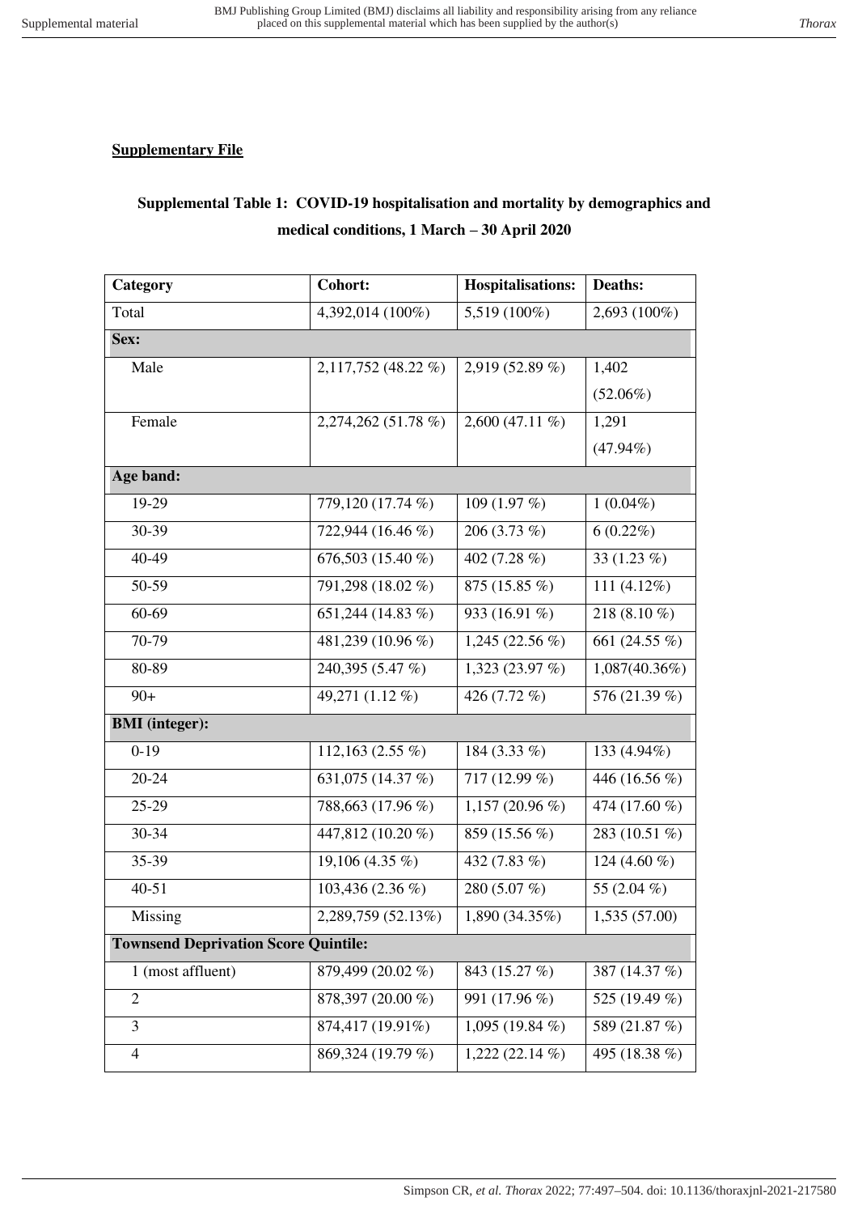**Supplementary File**

## Supplemental Table 1: COVID-19 hospitalisation and mortality by demographics and medical conditions, 1 March – 30 April 2020

| Category | Cohort: | Hospitalisations: | Deaths: |
|---|---|---|---|
| Total | 4,392,014 (100%) | 5,519 (100%) | 2,693 (100%) |
| **Sex:** | | | |
| Male | 2,117,752 (48.22 %) | 2,919 (52.89 %) | 1,402 (52.06%) |
| Female | 2,274,262 (51.78 %) | 2,600 (47.11 %) | 1,291 (47.94%) |
| **Age band:** | | | |
| 19-29 | 779,120 (17.74 %) | 109 (1.97 %) | 1 (0.04%) |
| 30-39 | 722,944 (16.46 %) | 206 (3.73 %) | 6 (0.22%) |
| 40-49 | 676,503 (15.40 %) | 402 (7.28 %) | 33 (1.23 %) |
| 50-59 | 791,298 (18.02 %) | 875 (15.85 %) | 111 (4.12%) |
| 60-69 | 651,244 (14.83 %) | 933 (16.91 %) | 218 (8.10 %) |
| 70-79 | 481,239 (10.96 %) | 1,245 (22.56 %) | 661 (24.55 %) |
| 80-89 | 240,395 (5.47 %) | 1,323 (23.97 %) | 1,087(40.36%) |
| 90+ | 49,271 (1.12 %) | 426 (7.72 %) | 576 (21.39 %) |
| **BMI (integer):** | | | |
| 0-19 | 112,163 (2.55 %) | 184 (3.33 %) | 133 (4.94%) |
| 20-24 | 631,075 (14.37 %) | 717 (12.99 %) | 446 (16.56 %) |
| 25-29 | 788,663 (17.96 %) | 1,157 (20.96 %) | 474 (17.60 %) |
| 30-34 | 447,812 (10.20 %) | 859 (15.56 %) | 283 (10.51 %) |
| 35-39 | 19,106 (4.35 %) | 432 (7.83 %) | 124 (4.60 %) |
| 40-51 | 103,436 (2.36 %) | 280 (5.07 %) | 55 (2.04 %) |
| Missing | 2,289,759 (52.13%) | 1,890 (34.35%) | 1,535 (57.00) |
| **Townsend Deprivation Score Quintile:** | | | |
| 1 (most affluent) | 879,499 (20.02 %) | 843 (15.27 %) | 387 (14.37 %) |
| 2 | 878,397 (20.00 %) | 991 (17.96 %) | 525 (19.49 %) |
| 3 | 874,417 (19.91%) | 1,095 (19.84 %) | 589 (21.87 %) |
| 4 | 869,324 (19.79 %) | 1,222 (22.14 %) | 495 (18.38 %) |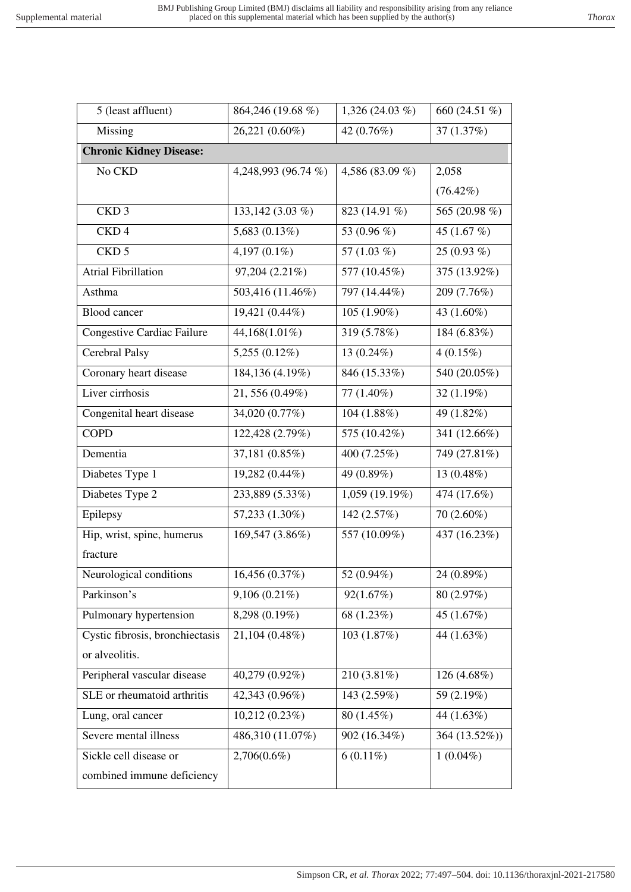| | | | |
|---|---|---|---|
| 5 (least affluent) | 864,246 (19.68 %) | 1,326 (24.03 %) | 660 (24.51 %) |
| Missing | 26,221 (0.60%) | 42 (0.76%) | 37 (1.37%) |
| **Chronic Kidney Disease:** | | | |
| No CKD | 4,248,993 (96.74 %) | 4,586 (83.09 %) | 2,058 (76.42%) |
| CKD 3 | 133,142 (3.03 %) | 823 (14.91 %) | 565 (20.98 %) |
| CKD 4 | 5,683 (0.13%) | 53 (0.96 %) | 45 (1.67 %) |
| CKD 5 | 4,197 (0.1%) | 57 (1.03 %) | 25 (0.93 %) |
| Atrial Fibrillation | 97,204 (2.21%) | 577 (10.45%) | 375 (13.92%) |
| Asthma | 503,416 (11.46%) | 797 (14.44%) | 209 (7.76%) |
| Blood cancer | 19,421 (0.44%) | 105 (1.90%) | 43 (1.60%) |
| Congestive Cardiac Failure | 44,168(1.01%) | 319 (5.78%) | 184 (6.83%) |
| Cerebral Palsy | 5,255 (0.12%) | 13 (0.24%) | 4 (0.15%) |
| Coronary heart disease | 184,136 (4.19%) | 846 (15.33%) | 540 (20.05%) |
| Liver cirrhosis | 21, 556 (0.49%) | 77 (1.40%) | 32 (1.19%) |
| Congenital heart disease | 34,020 (0.77%) | 104 (1.88%) | 49 (1.82%) |
| COPD | 122,428 (2.79%) | 575 (10.42%) | 341 (12.66%) |
| Dementia | 37,181 (0.85%) | 400 (7.25%) | 749 (27.81%) |
| Diabetes Type 1 | 19,282 (0.44%) | 49 (0.89%) | 13 (0.48%) |
| Diabetes Type 2 | 233,889 (5.33%) | 1,059 (19.19%) | 474 (17.6%) |
| Epilepsy | 57,233 (1.30%) | 142 (2.57%) | 70 (2.60%) |
| Hip, wrist, spine, humerus fracture | 169,547 (3.86%) | 557 (10.09%) | 437 (16.23%) |
| Neurological conditions | 16,456 (0.37%) | 52 (0.94%) | 24 (0.89%) |
| Parkinson's | 9,106 (0.21%) | 92(1.67%) | 80 (2.97%) |
| Pulmonary hypertension | 8,298 (0.19%) | 68 (1.23%) | 45 (1.67%) |
| Cystic fibrosis, bronchiectasis or alveolitis. | 21,104 (0.48%) | 103 (1.87%) | 44 (1.63%) |
| Peripheral vascular disease | 40,279 (0.92%) | 210 (3.81%) | 126 (4.68%) |
| SLE or rheumatoid arthritis | 42,343 (0.96%) | 143 (2.59%) | 59 (2.19%) |
| Lung, oral cancer | 10,212 (0.23%) | 80 (1.45%) | 44 (1.63%) |
| Severe mental illness | 486,310 (11.07%) | 902 (16.34%) | 364 (13.52%)) |
| Sickle cell disease or combined immune deficiency | 2,706(0.6%) | 6 (0.11%) | 1 (0.04%) |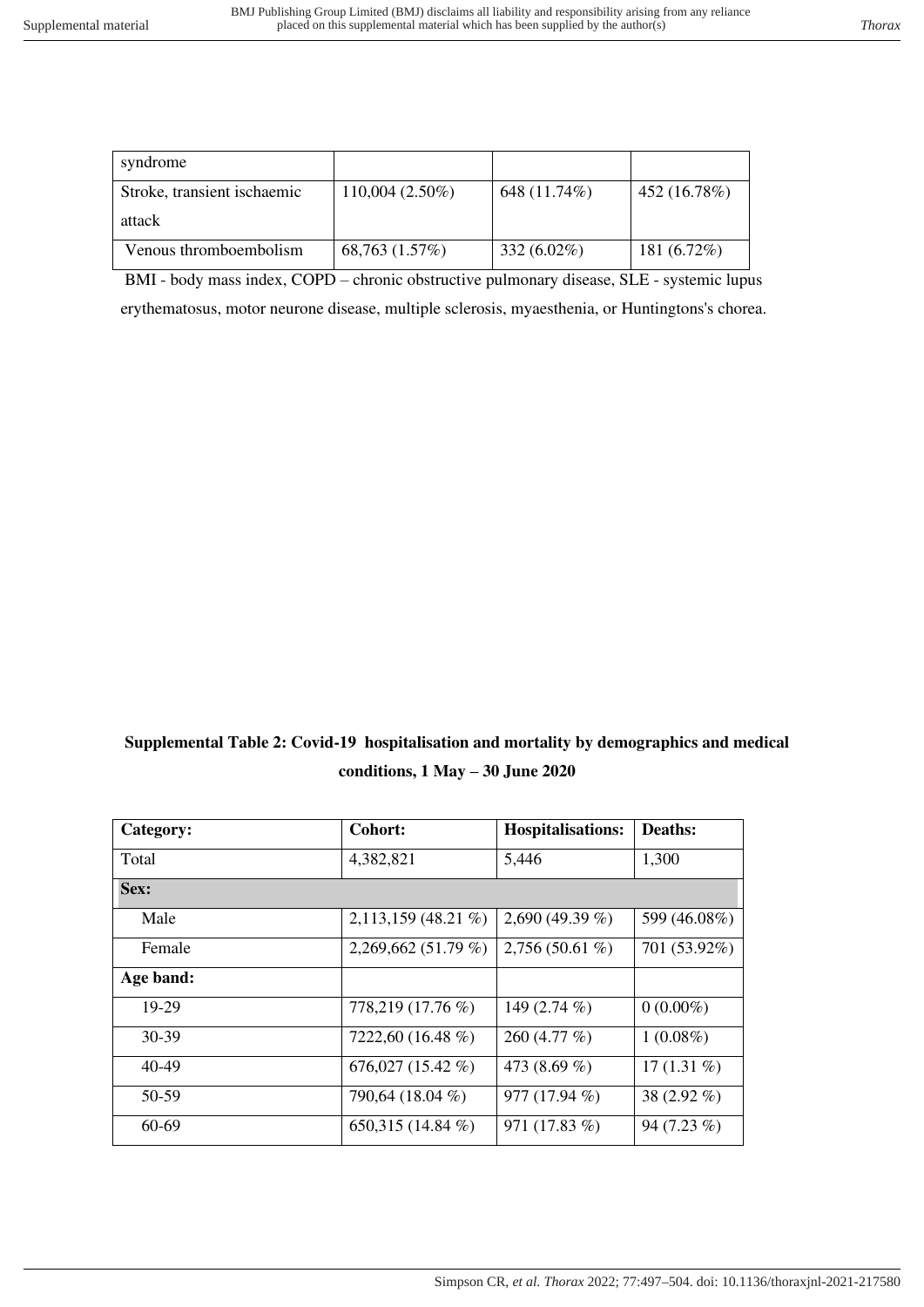| | | | |
|---|---|---|---|
| syndrome | | | |
| Stroke, transient ischaemic attack | 110,004 (2.50%) | 648 (11.74%) | 452 (16.78%) |
| Venous thromboembolism | 68,763 (1.57%) | 332 (6.02%) | 181 (6.72%) |

BMI - body mass index, COPD – chronic obstructive pulmonary disease, SLE - systemic lupus erythematosus, motor neurone disease, multiple sclerosis, myaesthenia, or Huntingtons's chorea.

**Supplemental Table 2: Covid-19 hospitalisation and mortality by demographics and medical conditions, 1 May – 30 June 2020**

| Category: | Cohort: | Hospitalisations: | Deaths: |
|---|---|---|---|
| Total | 4,382,821 | 5,446 | 1,300 |
| **Sex:** | | | |
| Male | 2,113,159 (48.21 %) | 2,690 (49.39 %) | 599 (46.08%) |
| Female | 2,269,662 (51.79 %) | 2,756 (50.61 %) | 701 (53.92%) |
| **Age band:** | | | |
| 19-29 | 778,219 (17.76 %) | 149 (2.74 %) | 0 (0.00%) |
| 30-39 | 7222,60 (16.48 %) | 260 (4.77 %) | 1 (0.08%) |
| 40-49 | 676,027 (15.42 %) | 473 (8.69 %) | 17 (1.31 %) |
| 50-59 | 790,64 (18.04 %) | 977 (17.94 %) | 38 (2.92 %) |
| 60-69 | 650,315 (14.84 %) | 971 (17.83 %) | 94 (7.23 %) |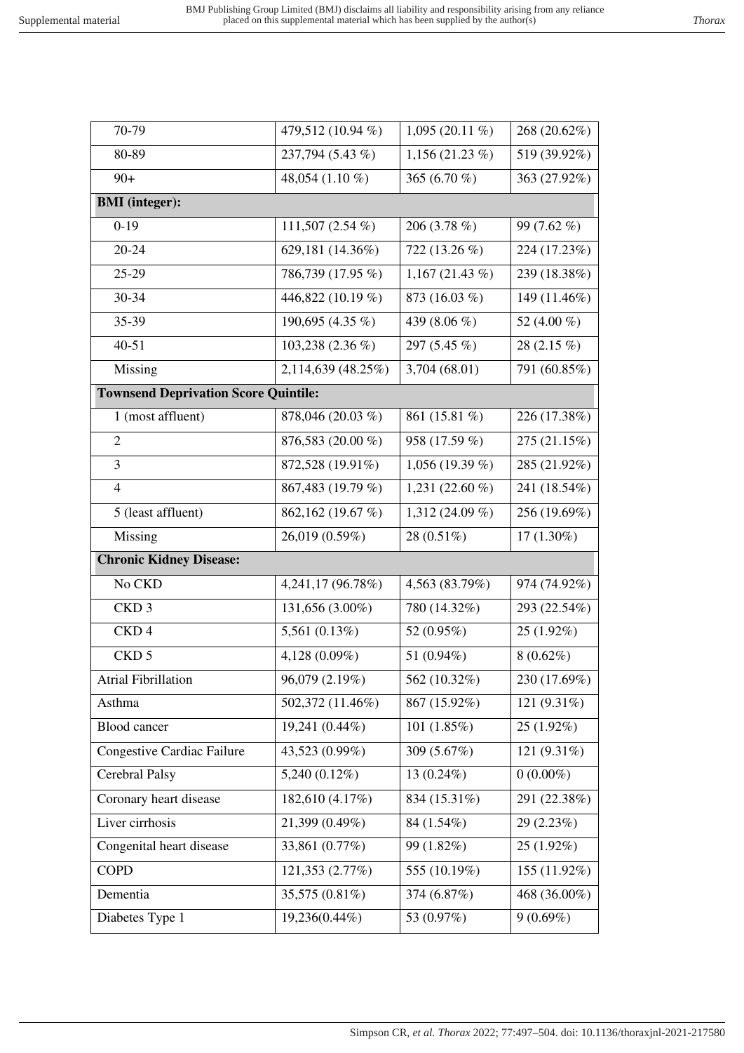| | | | |
|---|---|---|---|
| 70-79 | 479,512 (10.94 %) | 1,095 (20.11 %) | 268 (20.62%) |
| 80-89 | 237,794 (5.43 %) | 1,156 (21.23 %) | 519 (39.92%) |
| 90+ | 48,054 (1.10 %) | 365 (6.70 %) | 363 (27.92%) |
| **BMI (integer):** | | | |
| 0-19 | 111,507 (2.54 %) | 206 (3.78 %) | 99 (7.62 %) |
| 20-24 | 629,181 (14.36%) | 722 (13.26 %) | 224 (17.23%) |
| 25-29 | 786,739 (17.95 %) | 1,167 (21.43 %) | 239 (18.38%) |
| 30-34 | 446,822 (10.19 %) | 873 (16.03 %) | 149 (11.46%) |
| 35-39 | 190,695 (4.35 %) | 439 (8.06 %) | 52 (4.00 %) |
| 40-51 | 103,238 (2.36 %) | 297 (5.45 %) | 28 (2.15 %) |
| Missing | 2,114,639 (48.25%) | 3,704 (68.01) | 791 (60.85%) |
| **Townsend Deprivation Score Quintile:** | | | |
| 1 (most affluent) | 878,046 (20.03 %) | 861 (15.81 %) | 226 (17.38%) |
| 2 | 876,583 (20.00 %) | 958 (17.59 %) | 275 (21.15%) |
| 3 | 872,528 (19.91%) | 1,056 (19.39 %) | 285 (21.92%) |
| 4 | 867,483 (19.79 %) | 1,231 (22.60 %) | 241 (18.54%) |
| 5 (least affluent) | 862,162 (19.67 %) | 1,312 (24.09 %) | 256 (19.69%) |
| Missing | 26,019 (0.59%) | 28 (0.51%) | 17 (1.30%) |
| **Chronic Kidney Disease:** | | | |
| No CKD | 4,241,17 (96.78%) | 4,563 (83.79%) | 974 (74.92%) |
| CKD 3 | 131,656 (3.00%) | 780 (14.32%) | 293 (22.54%) |
| CKD 4 | 5,561 (0.13%) | 52 (0.95%) | 25 (1.92%) |
| CKD 5 | 4,128 (0.09%) | 51 (0.94%) | 8 (0.62%) |
| Atrial Fibrillation | 96,079 (2.19%) | 562 (10.32%) | 230 (17.69%) |
| Asthma | 502,372 (11.46%) | 867 (15.92%) | 121 (9.31%) |
| Blood cancer | 19,241 (0.44%) | 101 (1.85%) | 25 (1.92%) |
| Congestive Cardiac Failure | 43,523 (0.99%) | 309 (5.67%) | 121 (9.31%) |
| Cerebral Palsy | 5,240 (0.12%) | 13 (0.24%) | 0 (0.00%) |
| Coronary heart disease | 182,610 (4.17%) | 834 (15.31%) | 291 (22.38%) |
| Liver cirrhosis | 21,399 (0.49%) | 84 (1.54%) | 29 (2.23%) |
| Congenital heart disease | 33,861 (0.77%) | 99 (1.82%) | 25 (1.92%) |
| COPD | 121,353 (2.77%) | 555 (10.19%) | 155 (11.92%) |
| Dementia | 35,575 (0.81%) | 374 (6.87%) | 468 (36.00%) |
| Diabetes Type 1 | 19,236(0.44%) | 53 (0.97%) | 9 (0.69%) |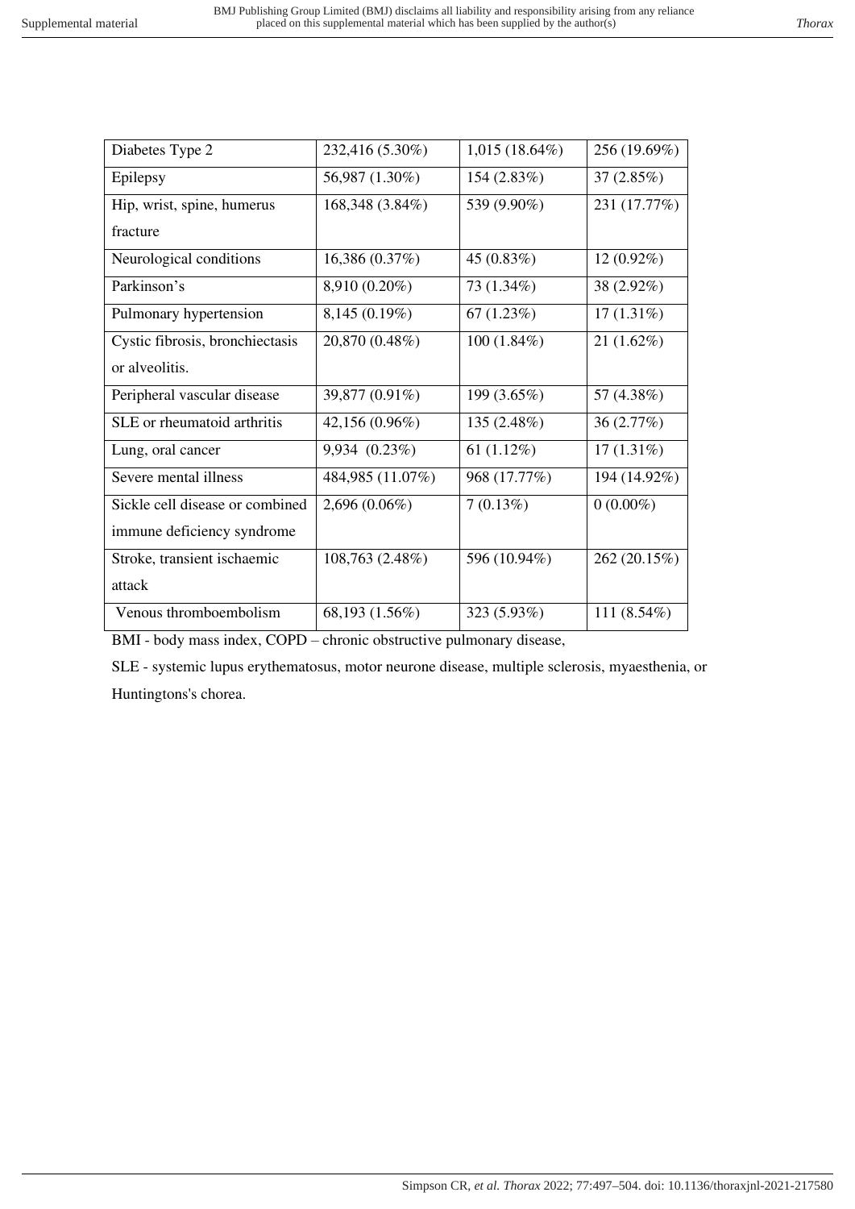| | | | |
|---|---|---|---|
| Diabetes Type 2 | 232,416 (5.30%) | 1,015 (18.64%) | 256 (19.69%) |
| Epilepsy | 56,987 (1.30%) | 154 (2.83%) | 37 (2.85%) |
| Hip, wrist, spine, humerus fracture | 168,348 (3.84%) | 539 (9.90%) | 231 (17.77%) |
| Neurological conditions | 16,386 (0.37%) | 45 (0.83%) | 12 (0.92%) |
| Parkinson's | 8,910 (0.20%) | 73 (1.34%) | 38 (2.92%) |
| Pulmonary hypertension | 8,145 (0.19%) | 67 (1.23%) | 17 (1.31%) |
| Cystic fibrosis, bronchiectasis or alveolitis. | 20,870 (0.48%) | 100 (1.84%) | 21 (1.62%) |
| Peripheral vascular disease | 39,877 (0.91%) | 199 (3.65%) | 57 (4.38%) |
| SLE or rheumatoid arthritis | 42,156 (0.96%) | 135 (2.48%) | 36 (2.77%) |
| Lung, oral cancer | 9,934 (0.23%) | 61 (1.12%) | 17 (1.31%) |
| Severe mental illness | 484,985 (11.07%) | 968 (17.77%) | 194 (14.92%) |
| Sickle cell disease or combined immune deficiency syndrome | 2,696 (0.06%) | 7 (0.13%) | 0 (0.00%) |
| Stroke, transient ischaemic attack | 108,763 (2.48%) | 596 (10.94%) | 262 (20.15%) |
| Venous thromboembolism | 68,193 (1.56%) | 323 (5.93%) | 111 (8.54%) |

BMI - body mass index, COPD – chronic obstructive pulmonary disease,

SLE - systemic lupus erythematosus, motor neurone disease, multiple sclerosis, myaesthenia, or Huntingtons's chorea.